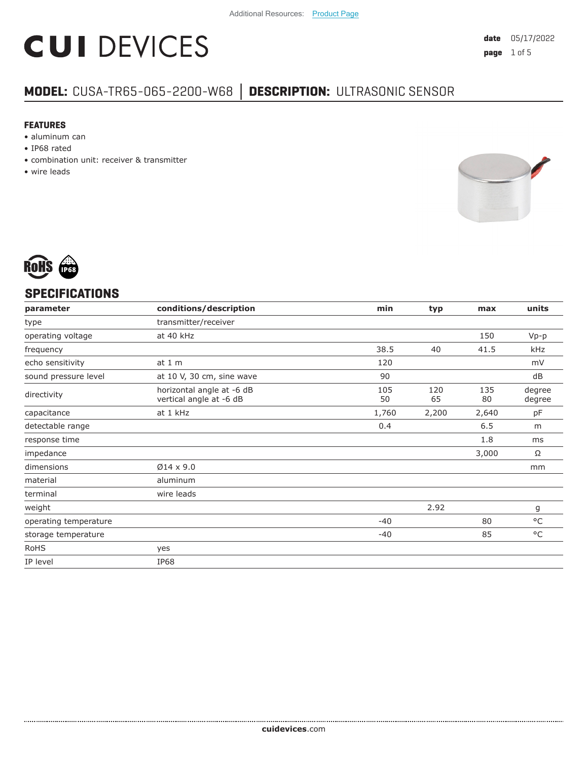Additional Resources: Product Page

# CUI DEVICES

**date** 05/17/2022

## MODEL: CUSA-TR65-065-2200-W68 | DESCRIPTION: ULTRASONIC SENSOR

### FEATURES

- aluminum can
- IP68 rated
- combination unit: receiver & transmitter
- wire leads

## SPECIFICATIONS

| parameter | conditions/description | min | typ | max | units |
|---|---|---|---|---|---|
| type | transmitter/receiver | | | | |
| operating voltage | at 40 kHz | | | 150 | Vp-p |
| frequency | | 38.5 | 40 | 41.5 | kHz |
| echo sensitivity | at 1 m | 120 | | | mV |
| sound pressure level | at 10 V, 30 cm, sine wave | 90 | | | dB |
| directivity | horizontal angle at -6 dB<br>vertical angle at -6 dB | 105<br>50 | 120<br>65 | 135<br>80 | degree<br>degree |
| capacitance | at 1 kHz | 1,760 | 2,200 | 2,640 | pF |
| detectable range | | 0.4 | | 6.5 | m |
| response time | | | | 1.8 | ms |
| impedance | | | | 3,000 | Ω |
| dimensions | Ø14 x 9.0 | | | | mm |
| material | aluminum | | | | |
| terminal | wire leads | | | | |
| weight | | | 2.92 | | g |
| operating temperature | | -40 | | 80 | °C |
| storage temperature | | -40 | | 85 | °C |
| RoHS | yes | | | | |
| IP level | IP68 | | | | |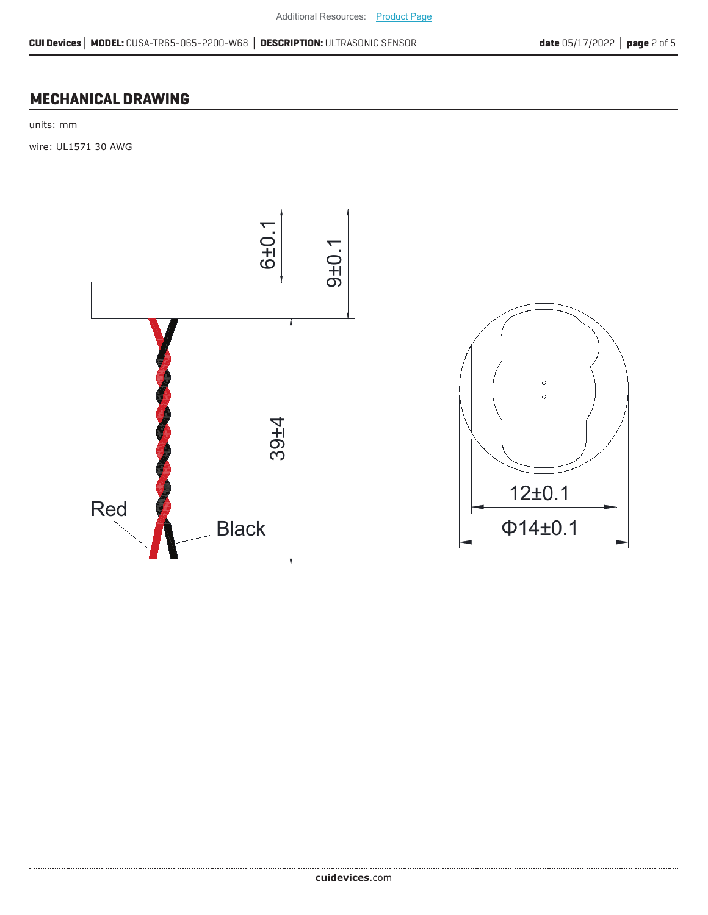## MECHANICAL DRAWING

units: mm

wire: UL1571 30 AWG

6±0.1

9±0.1

39±4

Red

Black

12±0.1

Φ14±0.1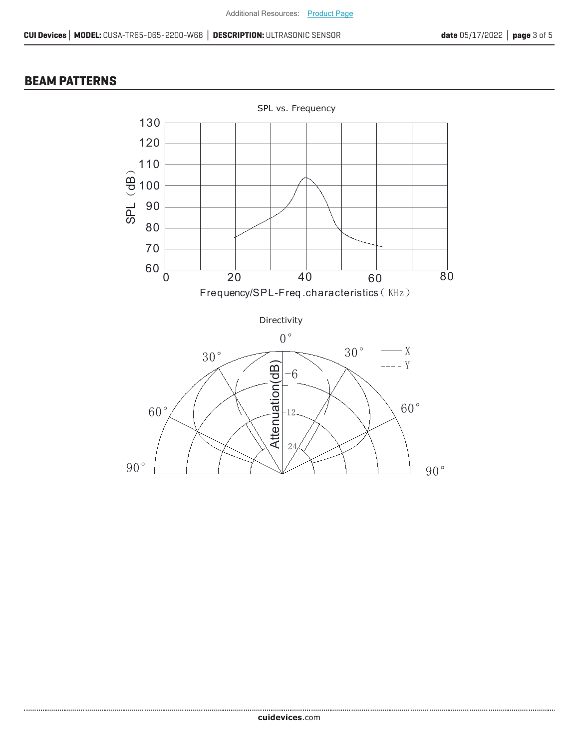## BEAM PATTERNS

SPL vs. Frequency

Directivity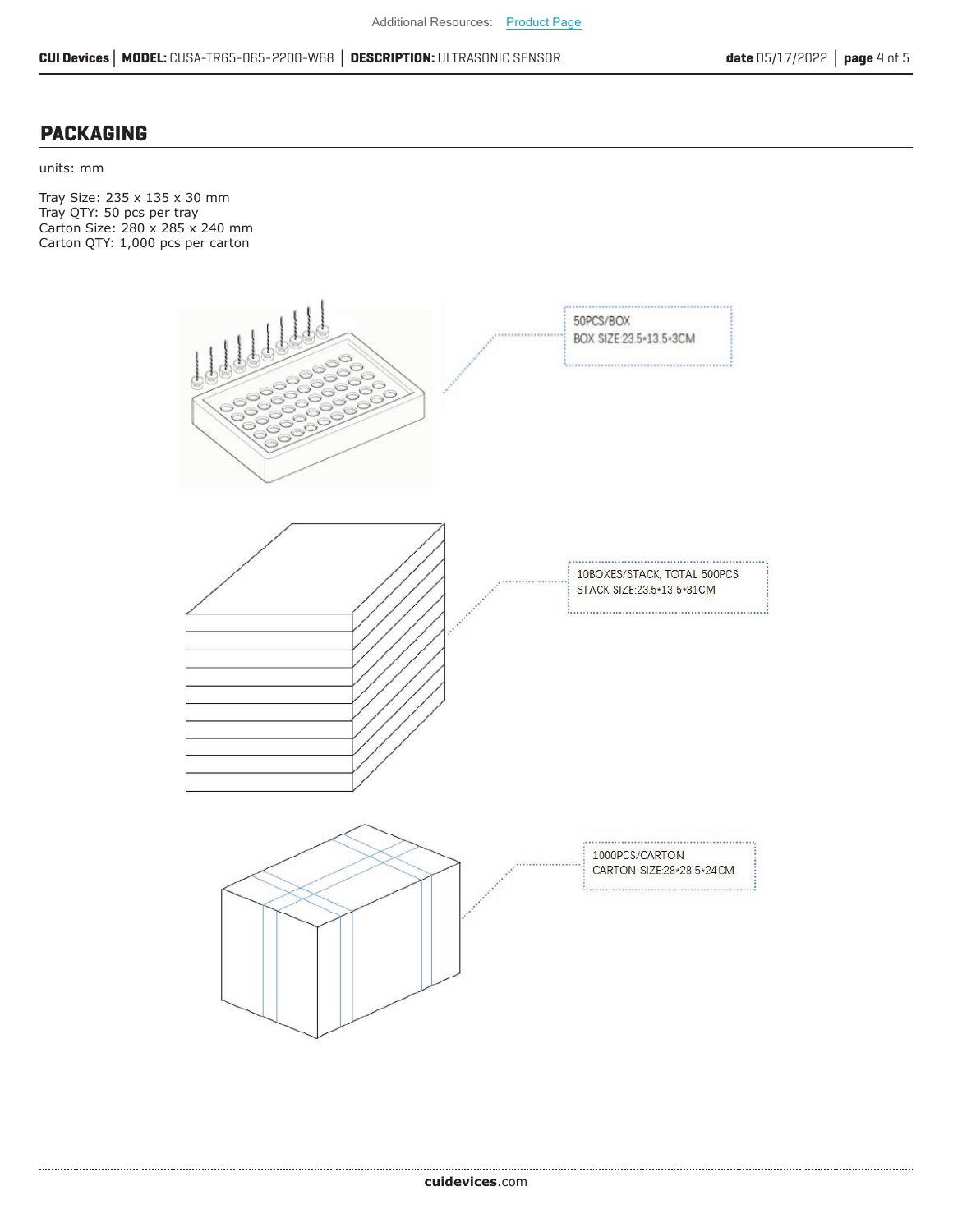## PACKAGING

units: mm

Tray Size: 235 x 135 x 30 mm
Tray QTY: 50 pcs per tray
Carton Size: 280 x 285 x 240 mm
Carton QTY: 1,000 pcs per carton

50PCS/BOX
BOX SIZE:23.5*13.5*3CM

10BOXES/STACK, TOTAL 500PCS
STACK SIZE:23.5*13.5*31CM

1000PCS/CARTON
CARTON SIZE:28*28.5*24CM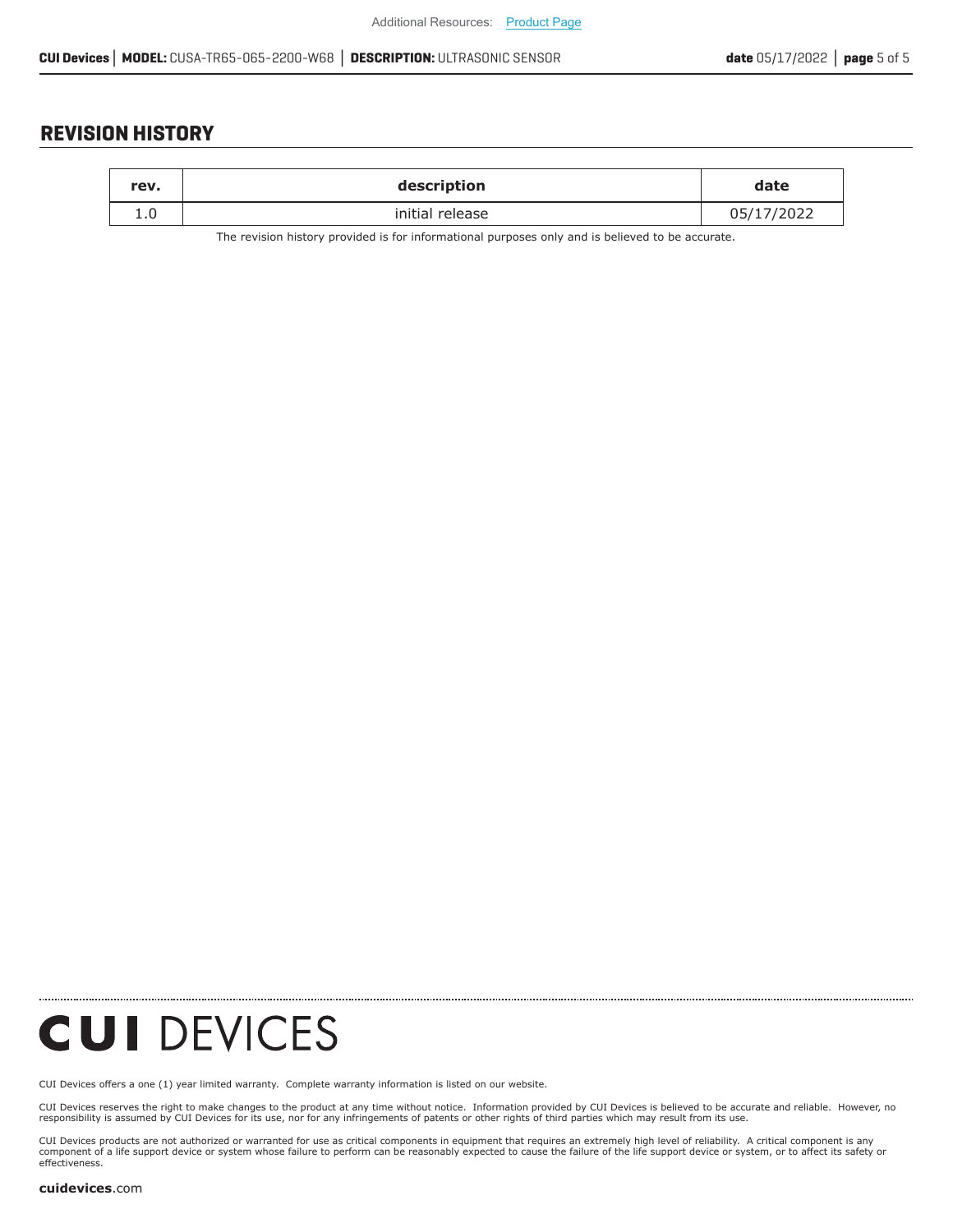## REVISION HISTORY

| rev. | description | date |
| --- | --- | --- |
| 1.0 | initial release | 05/17/2022 |

The revision history provided is for informational purposes only and is believed to be accurate.

**CUI** DEVICES

CUI Devices offers a one (1) year limited warranty. Complete warranty information is listed on our website.

CUI Devices reserves the right to make changes to the product at any time without notice. Information provided by CUI Devices is believed to be accurate and reliable. However, no responsibility is assumed by CUI Devices for its use, nor for any infringements of patents or other rights of third parties which may result from its use.

CUI Devices products are not authorized or warranted for use as critical components in equipment that requires an extremely high level of reliability. A critical component is any component of a life support device or system whose failure to perform can be reasonably expected to cause the failure of the life support device or system, or to affect its safety or effectiveness.

**cuidevices**.com